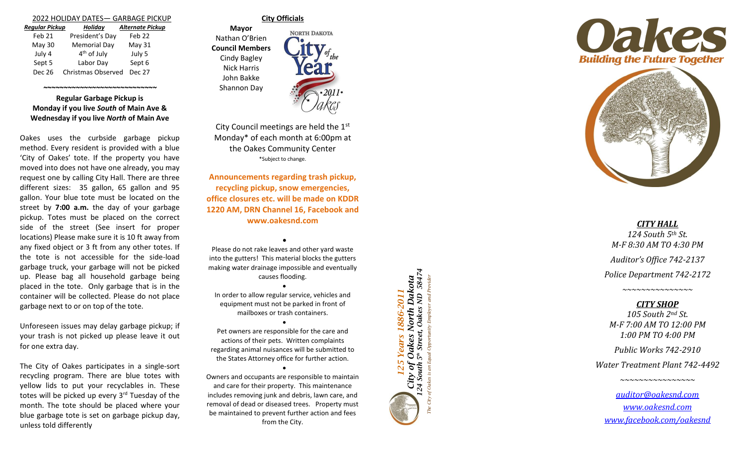## 2022 HOLIDAY DATES— GARBAGE PICKUP

| *Regular Pickup* | *Holiday* | *Alternate Pickup* |
| --- | --- | --- |
| Feb 21 | President's Day | Feb 22 |
| May 30 | Memorial Day | May 31 |
| July 4 | 4th of July | July 5 |
| Sept 5 | Labor Day | Sept 6 |
| Dec 26 | Christmas Observed | Dec 27 |

~~~~~~~~~~~~~~~~~~~~~~~~~~~~

**Regular Garbage Pickup is Monday if you live *South* of Main Ave & Wednesday if you live *North* of Main Ave**

Oakes uses the curbside garbage pickup method. Every resident is provided with a blue 'City of Oakes' tote. If the property you have moved into does not have one already, you may request one by calling City Hall. There are three different sizes: 35 gallon, 65 gallon and 95 gallon. Your blue tote must be located on the street by **7:00 a.m.** the day of your garbage pickup. Totes must be placed on the correct side of the street (See insert for proper locations) Please make sure it is 10 ft away from any fixed object or 3 ft from any other totes. If the tote is not accessible for the side-load garbage truck, your garbage will not be picked up. Please bag all household garbage being placed in the tote. Only garbage that is in the container will be collected. Please do not place garbage next to or on top of the tote.

Unforeseen issues may delay garbage pickup; if your trash is not picked up please leave it out for one extra day.

The City of Oakes participates in a single-sort recycling program. There are blue totes with yellow lids to put your recyclables in. These totes will be picked up every 3rd Tuesday of the month. The tote should be placed where your blue garbage tote is set on garbage pickup day, unless told differently

## City Officials

**Mayor**
Nathan O'Brien

**Council Members**
Cindy Bagley
Nick Harris
John Bakke
Shannon Day

NORTH DAKOTA City of the Year •2011• Oakes

City Council meetings are held the 1st Monday* of each month at 6:00pm at the Oakes Community Center

*Subject to change.

**Announcements regarding trash pickup, recycling pickup, snow emergencies, office closures etc. will be made on KDDR 1220 AM, DRN Channel 16, Facebook and www.oakesnd.com**

•

Please do not rake leaves and other yard waste into the gutters! This material blocks the gutters making water drainage impossible and eventually causes flooding.

•

In order to allow regular service, vehicles and equipment must not be parked in front of mailboxes or trash containers.

•

Pet owners are responsible for the care and actions of their pets. Written complaints regarding animal nuisances will be submitted to the States Attorney office for further action.

•

Owners and occupants are responsible to maintain and care for their property. This maintenance includes removing junk and debris, lawn care, and removal of dead or diseased trees. Property must be maintained to prevent further action and fees from the City.

*125 Years 1886-2011*
**City of Oakes North Dakota**
**124 South 5th Street, Oakes ND 58474**
*The City of Oakes is an Equal Opportunity Employer and Provider*

# Oakes
**Building the Future Together**

***CITY HALL***
*124 South 5th St.*
*M-F 8:30 AM TO 4:30 PM*

*Auditor's Office 742-2137*

*Police Department 742-2172*

~~~~~~~~~~~~~~~~

***CITY SHOP***
*105 South 2nd St.*
*M-F 7:00 AM TO 12:00 PM*
*1:00 PM TO 4:00 PM*

*Public Works 742-2910*

*Water Treatment Plant 742-4492*

~~~~~~~~~~~~~~~~

*auditor@oakesnd.com*

*www.oakesnd.com*

*www.facebook.com/oakesnd*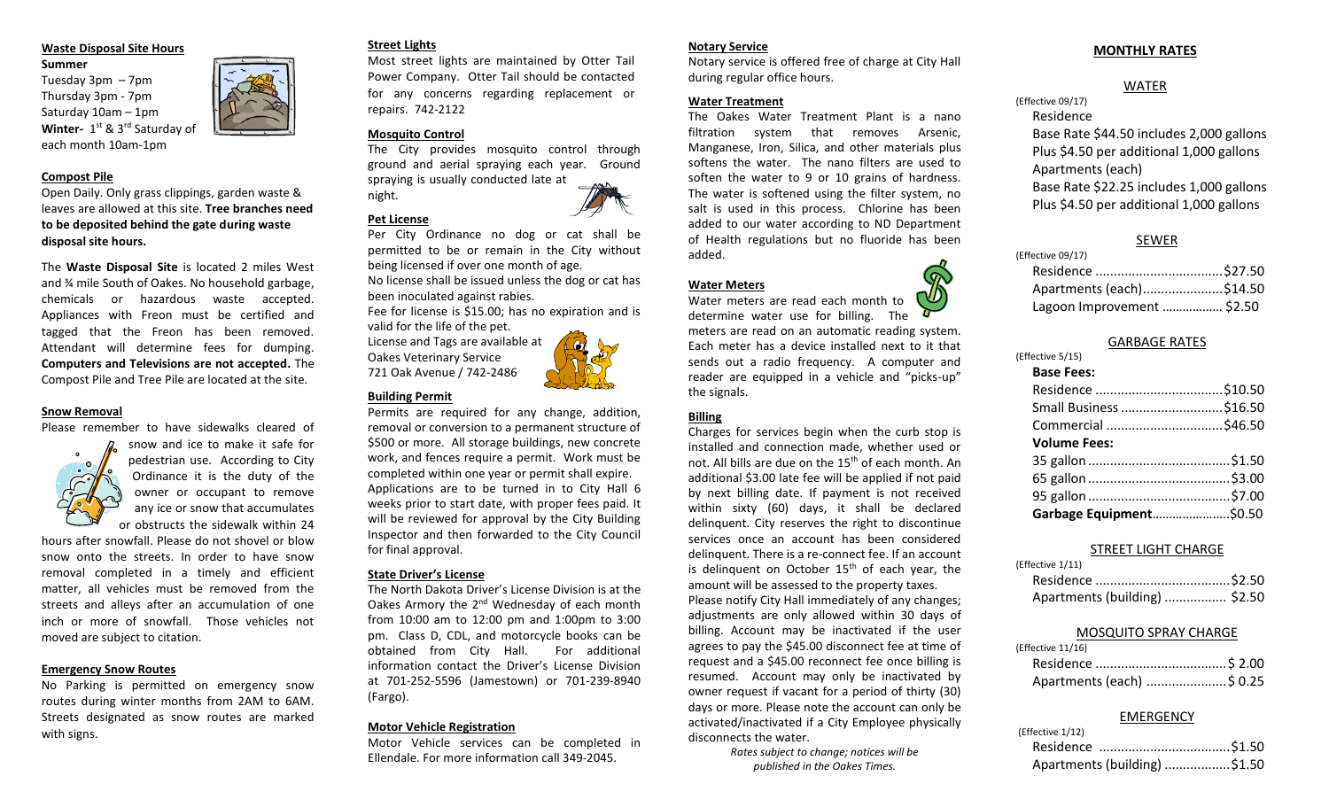## Waste Disposal Site Hours

**Summer**

Tuesday 3pm – 7pm
Thursday 3pm - 7pm
Saturday 10am – 1pm
**Winter-** 1st & 3rd Saturday of each month 10am-1pm

## Compost Pile

Open Daily. Only grass clippings, garden waste & leaves are allowed at this site. **Tree branches need to be deposited behind the gate during waste disposal site hours.**

The **Waste Disposal Site** is located 2 miles West and ¾ mile South of Oakes. No household garbage, chemicals or hazardous waste accepted. Appliances with Freon must be certified and tagged that the Freon has been removed. Attendant will determine fees for dumping. **Computers and Televisions are not accepted.** The Compost Pile and Tree Pile are located at the site.

## Snow Removal

Please remember to have sidewalks cleared of snow and ice to make it safe for pedestrian use. According to City Ordinance it is the duty of the owner or occupant to remove any ice or snow that accumulates or obstructs the sidewalk within 24 hours after snowfall. Please do not shovel or blow snow onto the streets. In order to have snow removal completed in a timely and efficient matter, all vehicles must be removed from the streets and alleys after an accumulation of one inch or more of snowfall. Those vehicles not moved are subject to citation.

## Emergency Snow Routes

No Parking is permitted on emergency snow routes during winter months from 2AM to 6AM. Streets designated as snow routes are marked with signs.

## Street Lights

Most street lights are maintained by Otter Tail Power Company. Otter Tail should be contacted for any concerns regarding replacement or repairs. 742-2122

## Mosquito Control

The City provides mosquito control through ground and aerial spraying each year. Ground spraying is usually conducted late at night.

## Pet License

Per City Ordinance no dog or cat shall be permitted to be or remain in the City without being licensed if over one month of age.

No license shall be issued unless the dog or cat has been inoculated against rabies.

Fee for license is $15.00; has no expiration and is valid for the life of the pet.

License and Tags are available at
Oakes Veterinary Service
721 Oak Avenue / 742-2486

## Building Permit

Permits are required for any change, addition, removal or conversion to a permanent structure of $500 or more. All storage buildings, new concrete work, and fences require a permit. Work must be completed within one year or permit shall expire. Applications are to be turned in to City Hall 6 weeks prior to start date, with proper fees paid. It will be reviewed for approval by the City Building Inspector and then forwarded to the City Council for final approval.

## State Driver's License

The North Dakota Driver's License Division is at the Oakes Armory the 2nd Wednesday of each month from 10:00 am to 12:00 pm and 1:00pm to 3:00 pm. Class D, CDL, and motorcycle books can be obtained from City Hall. For additional information contact the Driver's License Division at 701-252-5596 (Jamestown) or 701-239-8940 (Fargo).

## Motor Vehicle Registration

Motor Vehicle services can be completed in Ellendale. For more information call 349-2045.

## Notary Service

Notary service is offered free of charge at City Hall during regular office hours.

## Water Treatment

The Oakes Water Treatment Plant is a nano filtration system that removes Arsenic, Manganese, Iron, Silica, and other materials plus softens the water. The nano filters are used to soften the water to 9 or 10 grains of hardness. The water is softened using the filter system, no salt is used in this process. Chlorine has been added to our water according to ND Department of Health regulations but no fluoride has been added.

## Water Meters

Water meters are read each month to determine water use for billing. The meters are read on an automatic reading system. Each meter has a device installed next to it that sends out a radio frequency. A computer and reader are equipped in a vehicle and "picks-up" the signals.

## Billing

Charges for services begin when the curb stop is installed and connection made, whether used or not. All bills are due on the 15th of each month. An additional $3.00 late fee will be applied if not paid by next billing date. If payment is not received within sixty (60) days, it shall be declared delinquent. City reserves the right to discontinue services once an account has been considered delinquent. There is a re-connect fee. If an account is delinquent on October 15th of each year, the amount will be assessed to the property taxes.

Please notify City Hall immediately of any changes; adjustments are only allowed within 30 days of billing. Account may be inactivated if the user agrees to pay the $45.00 disconnect fee at time of request and a $45.00 reconnect fee once billing is resumed. Account may only be inactivated by owner request if vacant for a period of thirty (30) days or more. Please note the account can only be activated/inactivated if a City Employee physically disconnects the water.

*Rates subject to change; notices will be published in the Oakes Times.*

## MONTHLY RATES

### WATER

(Effective 09/17)

Residence
Base Rate $44.50 includes 2,000 gallons
Plus $4.50 per additional 1,000 gallons
Apartments (each)
Base Rate $22.25 includes 1,000 gallons
Plus $4.50 per additional 1,000 gallons

### SEWER

(Effective 09/17)

Residence .................................... $27.50
Apartments (each) ...................... $14.50
Lagoon Improvement .................. $2.50

### GARBAGE RATES

(Effective 5/15)

**Base Fees:**

Residence .................................... $10.50
Small Business ............................ $16.50
Commercial ................................ $46.50

**Volume Fees:**

35 gallon ....................................... $1.50
65 gallon ....................................... $3.00
95 gallon ....................................... $7.00
**Garbage Equipment** ...................... $0.50

### STREET LIGHT CHARGE

(Effective 1/11)

Residence ...................................... $2.50
Apartments (building) ................. $2.50

### MOSQUITO SPRAY CHARGE

(Effective 11/16)

Residence .................................... $ 2.00
Apartments (each) ...................... $ 0.25

### EMERGENCY

(Effective 1/12)

Residence .................................... $1.50
Apartments (building) .................. $1.50